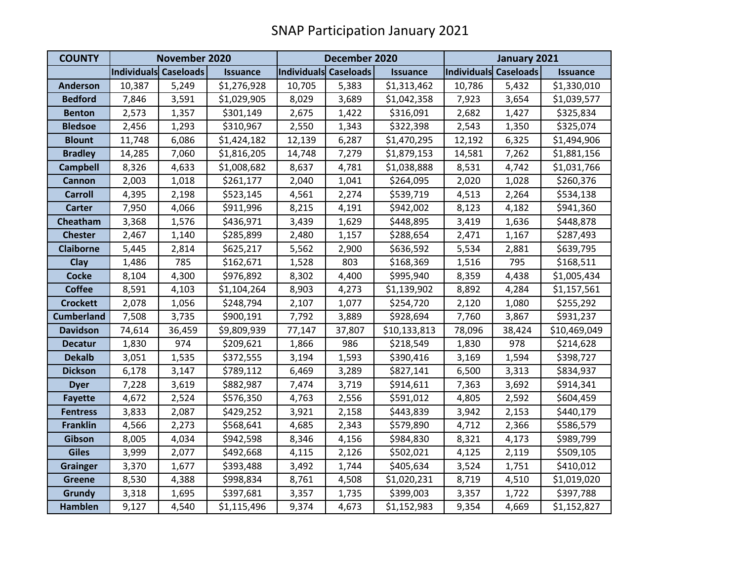# SNAP Participation January 2021

| COUNTY | November 2020 | | | December 2020 | | | January 2021 | | |
|---|---|---|---|---|---|---|---|---|---|
| | Individuals | Caseloads | Issuance | Individuals | Caseloads | Issuance | Individuals | Caseloads | Issuance |
| Anderson | 10,387 | 5,249 | $1,276,928 | 10,705 | 5,383 | $1,313,462 | 10,786 | 5,432 | $1,330,010 |
| Bedford | 7,846 | 3,591 | $1,029,905 | 8,029 | 3,689 | $1,042,358 | 7,923 | 3,654 | $1,039,577 |
| Benton | 2,573 | 1,357 | $301,149 | 2,675 | 1,422 | $316,091 | 2,682 | 1,427 | $325,834 |
| Bledsoe | 2,456 | 1,293 | $310,967 | 2,550 | 1,343 | $322,398 | 2,543 | 1,350 | $325,074 |
| Blount | 11,748 | 6,086 | $1,424,182 | 12,139 | 6,287 | $1,470,295 | 12,192 | 6,325 | $1,494,906 |
| Bradley | 14,285 | 7,060 | $1,816,205 | 14,748 | 7,279 | $1,879,153 | 14,581 | 7,262 | $1,881,156 |
| Campbell | 8,326 | 4,633 | $1,008,682 | 8,637 | 4,781 | $1,038,888 | 8,531 | 4,742 | $1,031,766 |
| Cannon | 2,003 | 1,018 | $261,177 | 2,040 | 1,041 | $264,095 | 2,020 | 1,028 | $260,376 |
| Carroll | 4,395 | 2,198 | $523,145 | 4,561 | 2,274 | $539,719 | 4,513 | 2,264 | $534,138 |
| Carter | 7,950 | 4,066 | $911,996 | 8,215 | 4,191 | $942,002 | 8,123 | 4,182 | $941,360 |
| Cheatham | 3,368 | 1,576 | $436,971 | 3,439 | 1,629 | $448,895 | 3,419 | 1,636 | $448,878 |
| Chester | 2,467 | 1,140 | $285,899 | 2,480 | 1,157 | $288,654 | 2,471 | 1,167 | $287,493 |
| Claiborne | 5,445 | 2,814 | $625,217 | 5,562 | 2,900 | $636,592 | 5,534 | 2,881 | $639,795 |
| Clay | 1,486 | 785 | $162,671 | 1,528 | 803 | $168,369 | 1,516 | 795 | $168,511 |
| Cocke | 8,104 | 4,300 | $976,892 | 8,302 | 4,400 | $995,940 | 8,359 | 4,438 | $1,005,434 |
| Coffee | 8,591 | 4,103 | $1,104,264 | 8,903 | 4,273 | $1,139,902 | 8,892 | 4,284 | $1,157,561 |
| Crockett | 2,078 | 1,056 | $248,794 | 2,107 | 1,077 | $254,720 | 2,120 | 1,080 | $255,292 |
| Cumberland | 7,508 | 3,735 | $900,191 | 7,792 | 3,889 | $928,694 | 7,760 | 3,867 | $931,237 |
| Davidson | 74,614 | 36,459 | $9,809,939 | 77,147 | 37,807 | $10,133,813 | 78,096 | 38,424 | $10,469,049 |
| Decatur | 1,830 | 974 | $209,621 | 1,866 | 986 | $218,549 | 1,830 | 978 | $214,628 |
| Dekalb | 3,051 | 1,535 | $372,555 | 3,194 | 1,593 | $390,416 | 3,169 | 1,594 | $398,727 |
| Dickson | 6,178 | 3,147 | $789,112 | 6,469 | 3,289 | $827,141 | 6,500 | 3,313 | $834,937 |
| Dyer | 7,228 | 3,619 | $882,987 | 7,474 | 3,719 | $914,611 | 7,363 | 3,692 | $914,341 |
| Fayette | 4,672 | 2,524 | $576,350 | 4,763 | 2,556 | $591,012 | 4,805 | 2,592 | $604,459 |
| Fentress | 3,833 | 2,087 | $429,252 | 3,921 | 2,158 | $443,839 | 3,942 | 2,153 | $440,179 |
| Franklin | 4,566 | 2,273 | $568,641 | 4,685 | 2,343 | $579,890 | 4,712 | 2,366 | $586,579 |
| Gibson | 8,005 | 4,034 | $942,598 | 8,346 | 4,156 | $984,830 | 8,321 | 4,173 | $989,799 |
| Giles | 3,999 | 2,077 | $492,668 | 4,115 | 2,126 | $502,021 | 4,125 | 2,119 | $509,105 |
| Grainger | 3,370 | 1,677 | $393,488 | 3,492 | 1,744 | $405,634 | 3,524 | 1,751 | $410,012 |
| Greene | 8,530 | 4,388 | $998,834 | 8,761 | 4,508 | $1,020,231 | 8,719 | 4,510 | $1,019,020 |
| Grundy | 3,318 | 1,695 | $397,681 | 3,357 | 1,735 | $399,003 | 3,357 | 1,722 | $397,788 |
| Hamblen | 9,127 | 4,540 | $1,115,496 | 9,374 | 4,673 | $1,152,983 | 9,354 | 4,669 | $1,152,827 |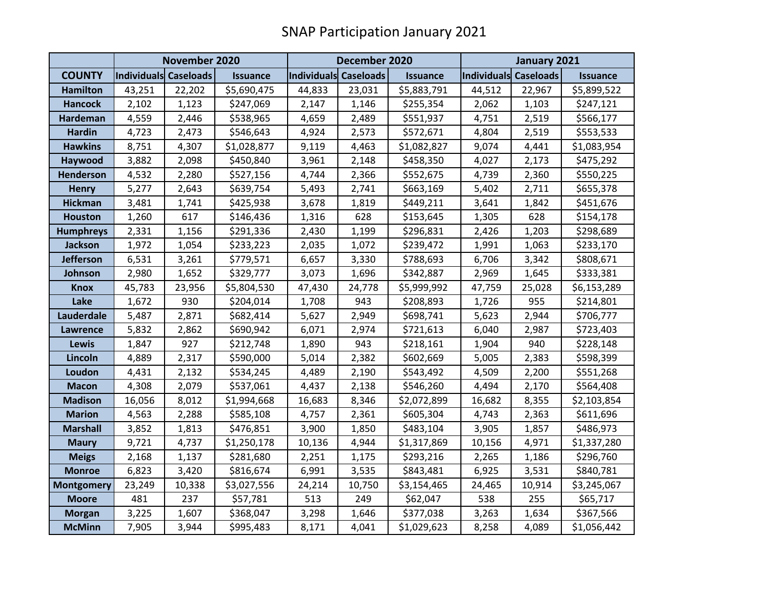# SNAP Participation January 2021

| | November 2020 | | | December 2020 | | | January 2021 | | |
|---|---|---|---|---|---|---|---|---|---|
| **COUNTY** | **Individuals** | **Caseloads** | **Issuance** | **Individuals** | **Caseloads** | **Issuance** | **Individuals** | **Caseloads** | **Issuance** |
| **Hamilton** | 43,251 | 22,202 | $5,690,475 | 44,833 | 23,031 | $5,883,791 | 44,512 | 22,967 | $5,899,522 |
| **Hancock** | 2,102 | 1,123 | $247,069 | 2,147 | 1,146 | $255,354 | 2,062 | 1,103 | $247,121 |
| **Hardeman** | 4,559 | 2,446 | $538,965 | 4,659 | 2,489 | $551,937 | 4,751 | 2,519 | $566,177 |
| **Hardin** | 4,723 | 2,473 | $546,643 | 4,924 | 2,573 | $572,671 | 4,804 | 2,519 | $553,533 |
| **Hawkins** | 8,751 | 4,307 | $1,028,877 | 9,119 | 4,463 | $1,082,827 | 9,074 | 4,441 | $1,083,954 |
| **Haywood** | 3,882 | 2,098 | $450,840 | 3,961 | 2,148 | $458,350 | 4,027 | 2,173 | $475,292 |
| **Henderson** | 4,532 | 2,280 | $527,156 | 4,744 | 2,366 | $552,675 | 4,739 | 2,360 | $550,225 |
| **Henry** | 5,277 | 2,643 | $639,754 | 5,493 | 2,741 | $663,169 | 5,402 | 2,711 | $655,378 |
| **Hickman** | 3,481 | 1,741 | $425,938 | 3,678 | 1,819 | $449,211 | 3,641 | 1,842 | $451,676 |
| **Houston** | 1,260 | 617 | $146,436 | 1,316 | 628 | $153,645 | 1,305 | 628 | $154,178 |
| **Humphreys** | 2,331 | 1,156 | $291,336 | 2,430 | 1,199 | $296,831 | 2,426 | 1,203 | $298,689 |
| **Jackson** | 1,972 | 1,054 | $233,223 | 2,035 | 1,072 | $239,472 | 1,991 | 1,063 | $233,170 |
| **Jefferson** | 6,531 | 3,261 | $779,571 | 6,657 | 3,330 | $788,693 | 6,706 | 3,342 | $808,671 |
| **Johnson** | 2,980 | 1,652 | $329,777 | 3,073 | 1,696 | $342,887 | 2,969 | 1,645 | $333,381 |
| **Knox** | 45,783 | 23,956 | $5,804,530 | 47,430 | 24,778 | $5,999,992 | 47,759 | 25,028 | $6,153,289 |
| **Lake** | 1,672 | 930 | $204,014 | 1,708 | 943 | $208,893 | 1,726 | 955 | $214,801 |
| **Lauderdale** | 5,487 | 2,871 | $682,414 | 5,627 | 2,949 | $698,741 | 5,623 | 2,944 | $706,777 |
| **Lawrence** | 5,832 | 2,862 | $690,942 | 6,071 | 2,974 | $721,613 | 6,040 | 2,987 | $723,403 |
| **Lewis** | 1,847 | 927 | $212,748 | 1,890 | 943 | $218,161 | 1,904 | 940 | $228,148 |
| **Lincoln** | 4,889 | 2,317 | $590,000 | 5,014 | 2,382 | $602,669 | 5,005 | 2,383 | $598,399 |
| **Loudon** | 4,431 | 2,132 | $534,245 | 4,489 | 2,190 | $543,492 | 4,509 | 2,200 | $551,268 |
| **Macon** | 4,308 | 2,079 | $537,061 | 4,437 | 2,138 | $546,260 | 4,494 | 2,170 | $564,408 |
| **Madison** | 16,056 | 8,012 | $1,994,668 | 16,683 | 8,346 | $2,072,899 | 16,682 | 8,355 | $2,103,854 |
| **Marion** | 4,563 | 2,288 | $585,108 | 4,757 | 2,361 | $605,304 | 4,743 | 2,363 | $611,696 |
| **Marshall** | 3,852 | 1,813 | $476,851 | 3,900 | 1,850 | $483,104 | 3,905 | 1,857 | $486,973 |
| **Maury** | 9,721 | 4,737 | $1,250,178 | 10,136 | 4,944 | $1,317,869 | 10,156 | 4,971 | $1,337,280 |
| **Meigs** | 2,168 | 1,137 | $281,680 | 2,251 | 1,175 | $293,216 | 2,265 | 1,186 | $296,760 |
| **Monroe** | 6,823 | 3,420 | $816,674 | 6,991 | 3,535 | $843,481 | 6,925 | 3,531 | $840,781 |
| **Montgomery** | 23,249 | 10,338 | $3,027,556 | 24,214 | 10,750 | $3,154,465 | 24,465 | 10,914 | $3,245,067 |
| **Moore** | 481 | 237 | $57,781 | 513 | 249 | $62,047 | 538 | 255 | $65,717 |
| **Morgan** | 3,225 | 1,607 | $368,047 | 3,298 | 1,646 | $377,038 | 3,263 | 1,634 | $367,566 |
| **McMinn** | 7,905 | 3,944 | $995,483 | 8,171 | 4,041 | $1,029,623 | 8,258 | 4,089 | $1,056,442 |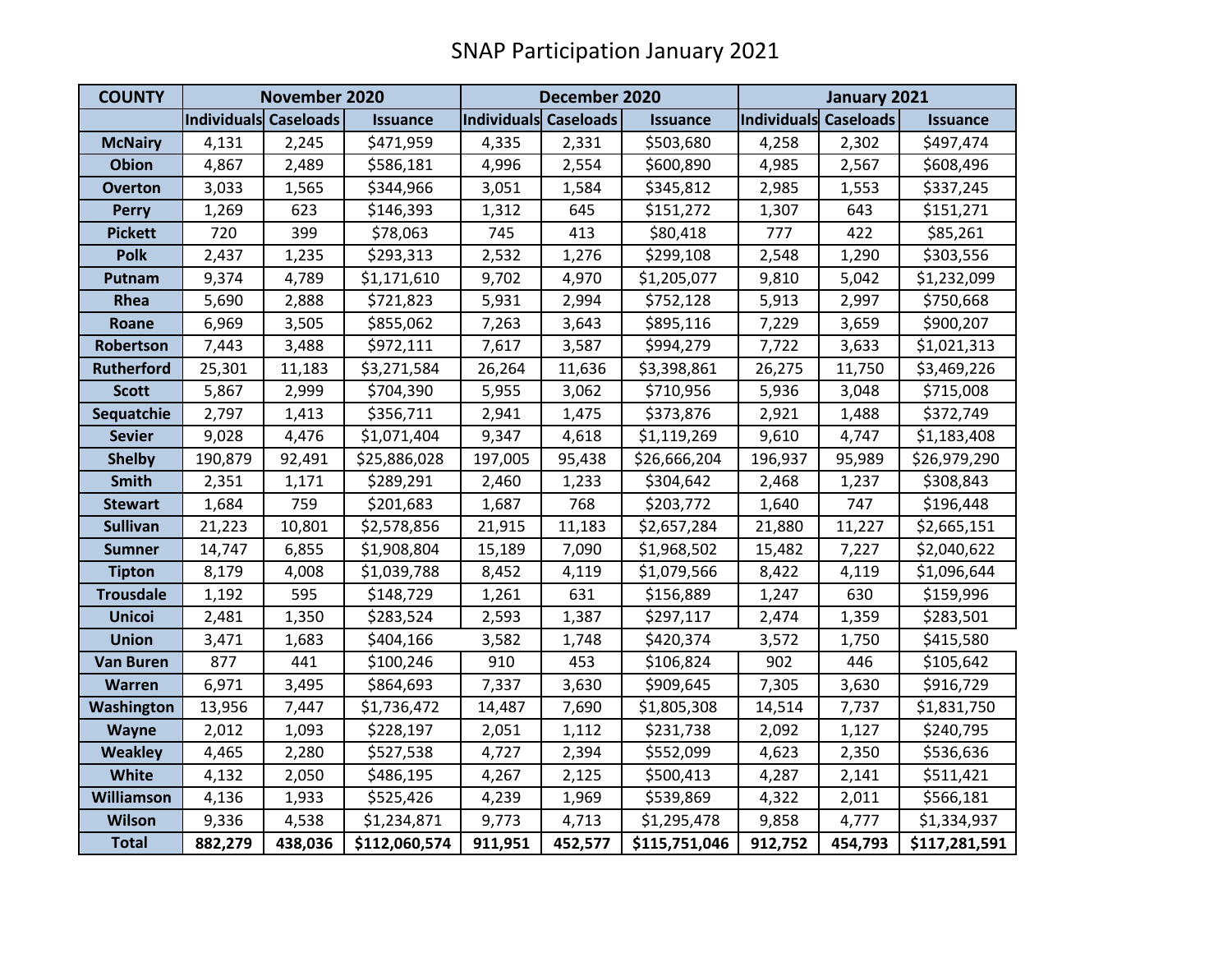# SNAP Participation January 2021

| COUNTY | November 2020 | | | December 2020 | | | January 2021 | | |
|---|---|---|---|---|---|---|---|---|---|
| | Individuals | Caseloads | Issuance | Individuals | Caseloads | Issuance | Individuals | Caseloads | Issuance |
| McNairy | 4,131 | 2,245 | $471,959 | 4,335 | 2,331 | $503,680 | 4,258 | 2,302 | $497,474 |
| Obion | 4,867 | 2,489 | $586,181 | 4,996 | 2,554 | $600,890 | 4,985 | 2,567 | $608,496 |
| Overton | 3,033 | 1,565 | $344,966 | 3,051 | 1,584 | $345,812 | 2,985 | 1,553 | $337,245 |
| Perry | 1,269 | 623 | $146,393 | 1,312 | 645 | $151,272 | 1,307 | 643 | $151,271 |
| Pickett | 720 | 399 | $78,063 | 745 | 413 | $80,418 | 777 | 422 | $85,261 |
| Polk | 2,437 | 1,235 | $293,313 | 2,532 | 1,276 | $299,108 | 2,548 | 1,290 | $303,556 |
| Putnam | 9,374 | 4,789 | $1,171,610 | 9,702 | 4,970 | $1,205,077 | 9,810 | 5,042 | $1,232,099 |
| Rhea | 5,690 | 2,888 | $721,823 | 5,931 | 2,994 | $752,128 | 5,913 | 2,997 | $750,668 |
| Roane | 6,969 | 3,505 | $855,062 | 7,263 | 3,643 | $895,116 | 7,229 | 3,659 | $900,207 |
| Robertson | 7,443 | 3,488 | $972,111 | 7,617 | 3,587 | $994,279 | 7,722 | 3,633 | $1,021,313 |
| Rutherford | 25,301 | 11,183 | $3,271,584 | 26,264 | 11,636 | $3,398,861 | 26,275 | 11,750 | $3,469,226 |
| Scott | 5,867 | 2,999 | $704,390 | 5,955 | 3,062 | $710,956 | 5,936 | 3,048 | $715,008 |
| Sequatchie | 2,797 | 1,413 | $356,711 | 2,941 | 1,475 | $373,876 | 2,921 | 1,488 | $372,749 |
| Sevier | 9,028 | 4,476 | $1,071,404 | 9,347 | 4,618 | $1,119,269 | 9,610 | 4,747 | $1,183,408 |
| Shelby | 190,879 | 92,491 | $25,886,028 | 197,005 | 95,438 | $26,666,204 | 196,937 | 95,989 | $26,979,290 |
| Smith | 2,351 | 1,171 | $289,291 | 2,460 | 1,233 | $304,642 | 2,468 | 1,237 | $308,843 |
| Stewart | 1,684 | 759 | $201,683 | 1,687 | 768 | $203,772 | 1,640 | 747 | $196,448 |
| Sullivan | 21,223 | 10,801 | $2,578,856 | 21,915 | 11,183 | $2,657,284 | 21,880 | 11,227 | $2,665,151 |
| Sumner | 14,747 | 6,855 | $1,908,804 | 15,189 | 7,090 | $1,968,502 | 15,482 | 7,227 | $2,040,622 |
| Tipton | 8,179 | 4,008 | $1,039,788 | 8,452 | 4,119 | $1,079,566 | 8,422 | 4,119 | $1,096,644 |
| Trousdale | 1,192 | 595 | $148,729 | 1,261 | 631 | $156,889 | 1,247 | 630 | $159,996 |
| Unicoi | 2,481 | 1,350 | $283,524 | 2,593 | 1,387 | $297,117 | 2,474 | 1,359 | $283,501 |
| Union | 3,471 | 1,683 | $404,166 | 3,582 | 1,748 | $420,374 | 3,572 | 1,750 | $415,580 |
| Van Buren | 877 | 441 | $100,246 | 910 | 453 | $106,824 | 902 | 446 | $105,642 |
| Warren | 6,971 | 3,495 | $864,693 | 7,337 | 3,630 | $909,645 | 7,305 | 3,630 | $916,729 |
| Washington | 13,956 | 7,447 | $1,736,472 | 14,487 | 7,690 | $1,805,308 | 14,514 | 7,737 | $1,831,750 |
| Wayne | 2,012 | 1,093 | $228,197 | 2,051 | 1,112 | $231,738 | 2,092 | 1,127 | $240,795 |
| Weakley | 4,465 | 2,280 | $527,538 | 4,727 | 2,394 | $552,099 | 4,623 | 2,350 | $536,636 |
| White | 4,132 | 2,050 | $486,195 | 4,267 | 2,125 | $500,413 | 4,287 | 2,141 | $511,421 |
| Williamson | 4,136 | 1,933 | $525,426 | 4,239 | 1,969 | $539,869 | 4,322 | 2,011 | $566,181 |
| Wilson | 9,336 | 4,538 | $1,234,871 | 9,773 | 4,713 | $1,295,478 | 9,858 | 4,777 | $1,334,937 |
| **Total** | **882,279** | **438,036** | **$112,060,574** | **911,951** | **452,577** | **$115,751,046** | **912,752** | **454,793** | **$117,281,591** |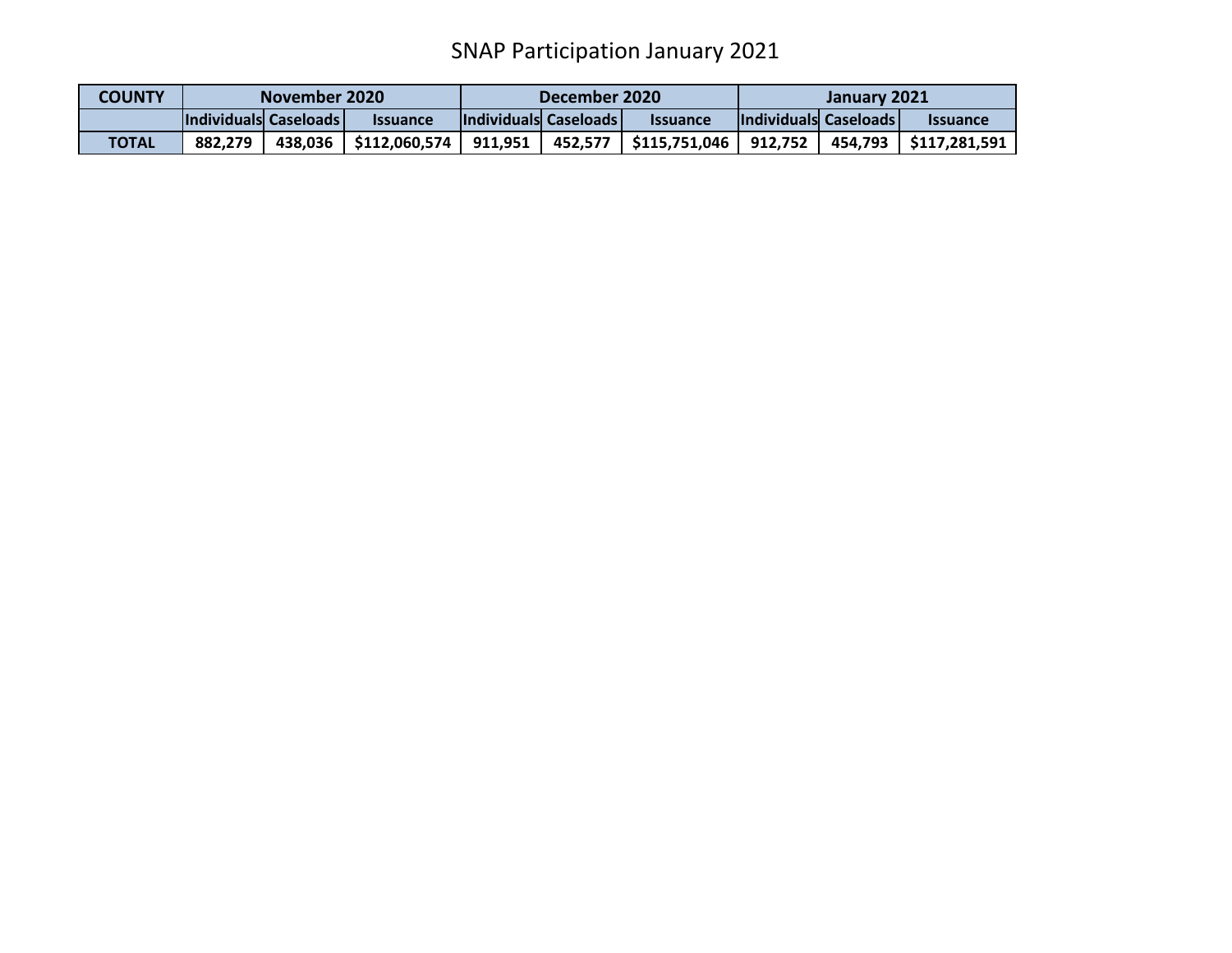# SNAP Participation January 2021

| COUNTY | November 2020 | | | December 2020 | | | January 2021 | | |
|---|---|---|---|---|---|---|---|---|---|
| | Individuals | Caseloads | Issuance | Individuals | Caseloads | Issuance | Individuals | Caseloads | Issuance |
| **TOTAL** | **882,279** | **438,036** | **$112,060,574** | **911,951** | **452,577** | **$115,751,046** | **912,752** | **454,793** | **$117,281,591** |